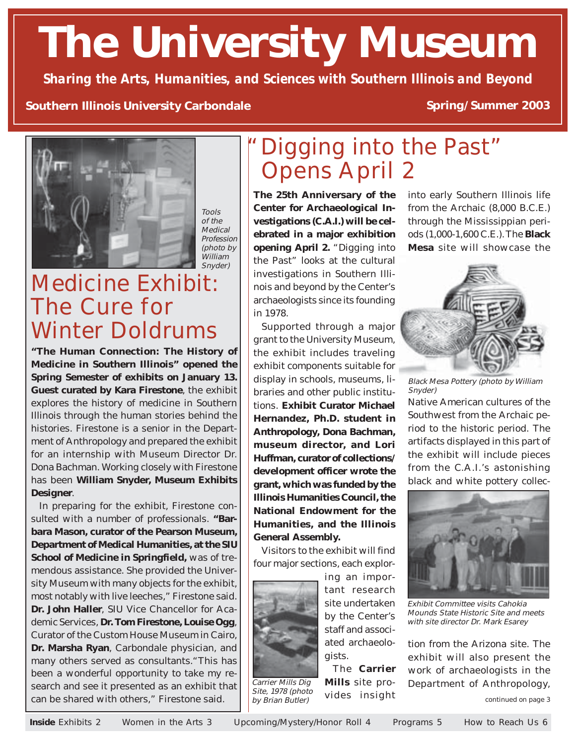# The University Museum

*Sharing the Arts, Humanities, and Sciences with Southern Illinois and Beyond*

**Southern Illinois University Carbondale** **Spring/Summer 2003**

*Tools of the Medical Profession (photo by William Snyder)*

## Medicine Exhibit: The Cure for Winter Doldrums

**"The Human Connection: The History of Medicine in Southern Illinois" opened the Spring Semester of exhibits on January 13. Guest curated by Kara Firestone**, the exhibit explores the history of medicine in Southern Illinois through the human stories behind the histories. Firestone is a senior in the Department of Anthropology and prepared the exhibit for an internship with Museum Director Dr. Dona Bachman. Working closely with Firestone has been **William Snyder, Museum Exhibits Designer**.

In preparing for the exhibit, Firestone consulted with a number of professionals. **"Barbara Mason, curator of the Pearson Museum, Department of Medical Humanities, at the SIU School of Medicine in Springfield,** was of tremendous assistance. She provided the University Museum with many objects for the exhibit, most notably with live leeches," Firestone said. **Dr. John Haller**, SIU Vice Chancellor for Academic Services, **Dr. Tom Firestone, Louise Ogg**, Curator of the Custom House Museum in Cairo, **Dr. Marsha Ryan**, Carbondale physician, and many others served as consultants."This has been a wonderful opportunity to take my research and see it presented as an exhibit that can be shared with others," Firestone said.

## "Digging into the Past" Opens April 2

**The 25th Anniversary of the Center for Archaeological Investigations (C.A.I.) will be celebrated in a major exhibition opening April 2.** "Digging into the Past" looks at the cultural investigations in Southern Illinois and beyond by the Center's archaeologists since its founding in 1978.

Supported through a major grant to the University Museum, the exhibit includes traveling exhibit components suitable for display in schools, museums, libraries and other public institutions. **Exhibit Curator Michael Hernandez, Ph.D. student in Anthropology, Dona Bachman, museum director, and Lori Huffman, curator of collections/development officer wrote the grant, which was funded by the Illinois Humanities Council, the National Endowment for the Humanities, and the Illinois General Assembly.**

Visitors to the exhibit will find four major sections, each exploring an important research site undertaken by the Center's staff and associated archaeologists.

*Carrier Mills Dig Site, 1978 (photo by Brian Butler)*

The **Carrier Mills** site provides insight into early Southern Illinois life from the Archaic (8,000 B.C.E.) through the Mississippian periods (1,000-1,600 C.E.). The **Black Mesa** site will showcase the Native American cultures of the Southwest from the Archaic period to the historic period. The artifacts displayed in this part of the exhibit will include pieces from the C.A.I.'s astonishing black and white pottery collection from the Arizona site. The exhibit will also present the work of archaeologists in the Department of Anthropology,

*Black Mesa Pottery (photo by William Snyder)*

*Exhibit Committee visits Cahokia Mounds State Historic Site and meets with site director Dr. Mark Esarey*

continued on page 3

**Inside** Exhibits 2 Women in the Arts 3 Upcoming/Mystery/Honor Roll 4 Programs 5 How to Reach Us 6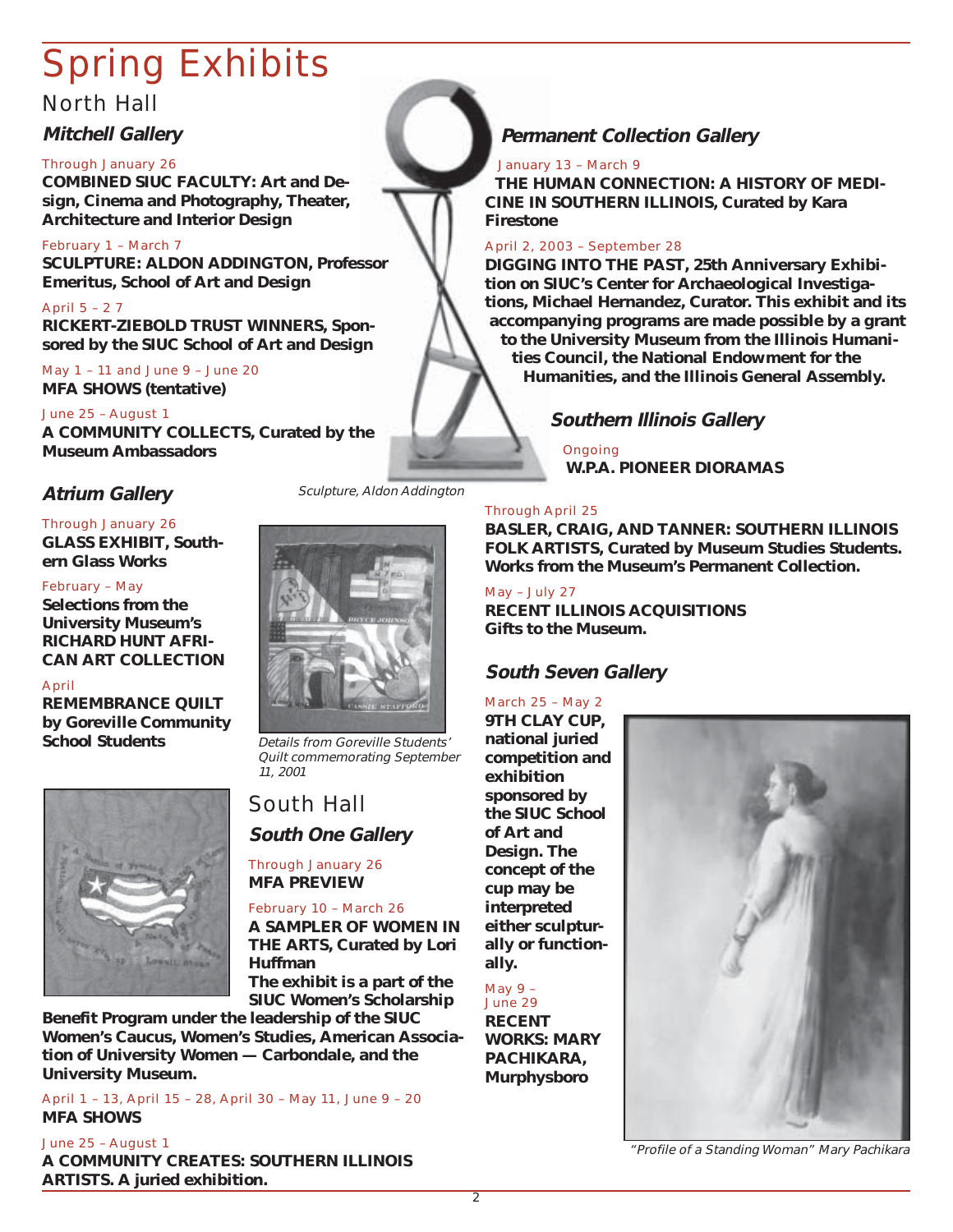# Spring Exhibits

## North Hall

### Mitchell Gallery

Through January 26
**COMBINED SIUC FACULTY: Art and Design, Cinema and Photography, Theater, Architecture and Interior Design**

February 1 – March 7
**SCULPTURE: ALDON ADDINGTON, Professor Emeritus, School of Art and Design**

April 5 – 27
**RICKERT-ZIEBOLD TRUST WINNERS, Sponsored by the SIUC School of Art and Design**

May 1 – 11 and June 9 – June 20
**MFA SHOWS (tentative)**

June 25 – August 1
**A COMMUNITY COLLECTS, Curated by the Museum Ambassadors**

*Sculpture, Aldon Addington*

### Atrium Gallery

Through January 26
**GLASS EXHIBIT, Southern Glass Works**

February – May
**Selections from the University Museum's RICHARD HUNT AFRICAN ART COLLECTION**

April
**REMEMBRANCE QUILT by Goreville Community School Students**

*Details from Goreville Students' Quilt commemorating September 11, 2001*

## South Hall

### South One Gallery

Through January 26
**MFA PREVIEW**

February 10 – March 26
**A SAMPLER OF WOMEN IN THE ARTS, Curated by Lori Huffman**
**The exhibit is a part of the SIUC Women's Scholarship Benefit Program under the leadership of the SIUC Women's Caucus, Women's Studies, American Association of University Women — Carbondale, and the University Museum.**

April 1 – 13, April 15 – 28, April 30 – May 11, June 9 – 20
**MFA SHOWS**

June 25 – August 1
**A COMMUNITY CREATES: SOUTHERN ILLINOIS ARTISTS. A juried exhibition.**

### Permanent Collection Gallery

January 13 – March 9
**THE HUMAN CONNECTION: A HISTORY OF MEDICINE IN SOUTHERN ILLINOIS, Curated by Kara Firestone**

April 2, 2003 – September 28
**DIGGING INTO THE PAST, 25th Anniversary Exhibition on SIUC's Center for Archaeological Investigations, Michael Hernandez, Curator. This exhibit and its accompanying programs are made possible by a grant to the University Museum from the Illinois Humanities Council, the National Endowment for the Humanities, and the Illinois General Assembly.**

### Southern Illinois Gallery

Ongoing
**W.P.A. PIONEER DIORAMAS**

Through April 25
**BASLER, CRAIG, AND TANNER: SOUTHERN ILLINOIS FOLK ARTISTS, Curated by Museum Studies Students. Works from the Museum's Permanent Collection.**

May – July 27
**RECENT ILLINOIS ACQUISITIONS Gifts to the Museum.**

### South Seven Gallery

March 25 – May 2
**9TH CLAY CUP, national juried competition and exhibition sponsored by the SIUC School of Art and Design. The concept of the cup may be interpreted either sculpturally or functionally.**

May 9 – June 29
**RECENT WORKS: MARY PACHIKARA, Murphysboro**

*"Profile of a Standing Woman" Mary Pachikara*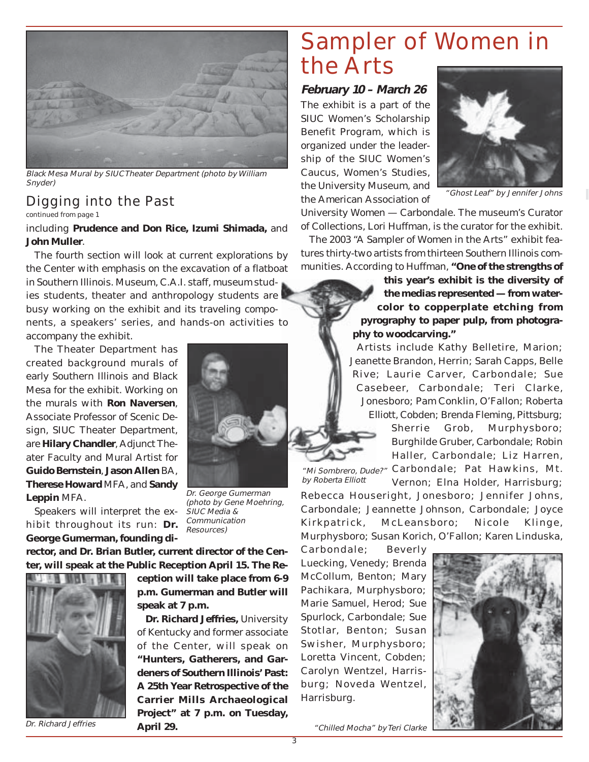*Black Mesa Mural by SIUC Theater Department (photo by William Snyder)*

## Digging into the Past

continued from page 1

including **Prudence and Don Rice, Izumi Shimada,** and **John Muller**.

The fourth section will look at current explorations by the Center with emphasis on the excavation of a flatboat in Southern Illinois. Museum, C.A.I. staff, museum studies students, theater and anthropology students are busy working on the exhibit and its traveling components, a speakers' series, and hands-on activities to accompany the exhibit.

The Theater Department has created background murals of early Southern Illinois and Black Mesa for the exhibit. Working on the murals with **Ron Naversen**, Associate Professor of Scenic Design, SIUC Theater Department, are **Hilary Chandler**, Adjunct Theater Faculty and Mural Artist for **Guido Bernstein**, **Jason Allen** BA, **Therese Howard** MFA, and **Sandy Leppin** MFA.

*Dr. George Gumerman (photo by Gene Moehring, SIUC Media & Communication Resources)*

Speakers will interpret the exhibit throughout its run: **Dr. George Gumerman, founding director, and Dr. Brian Butler, current director of the Center, will speak at the Public Reception April 15. The Reception will take place from 6-9 p.m. Gumerman and Butler will speak at 7 p.m.**

**Dr. Richard Jeffries,** University of Kentucky and former associate of the Center, will speak on **"Hunters, Gatherers, and Gardeners of Southern Illinois' Past: A 25th Year Retrospective of the Carrier Mills Archaeological Project" at 7 p.m. on Tuesday, April 29.**

*Dr. Richard Jeffries*

# Sampler of Women in the Arts

***February 10 – March 26***

The exhibit is a part of the SIUC Women's Scholarship Benefit Program, which is organized under the leadership of the SIUC Women's Caucus, Women's Studies, the University Museum, and the American Association of University Women — Carbondale. The museum's Curator of Collections, Lori Huffman, is the curator for the exhibit.

*"Ghost Leaf" by Jennifer Johns*

The 2003 "A Sampler of Women in the Arts" exhibit features thirty-two artists from thirteen Southern Illinois communities. According to Huffman, **"One of the strengths of this year's exhibit is the diversity of the medias represented — from watercolor to copperplate etching from pyrography to paper pulp, from photography to woodcarving."**

Artists include Kathy Belletire, Marion; Jeanette Brandon, Herrin; Sarah Capps, Belle Rive; Laurie Carver, Carbondale; Sue Casebeer, Carbondale; Teri Clarke, Jonesboro; Pam Conklin, O'Fallon; Roberta Elliott, Cobden; Brenda Fleming, Pittsburg; Sherrie Grob, Murphysboro; Burghilde Gruber, Carbondale; Robin Haller, Carbondale; Liz Harren, Carbondale; Pat Hawkins, Mt. Vernon; Elna Holder, Harrisburg; Rebecca Houseright, Jonesboro; Jennifer Johns, Carbondale; Jeannette Johnson, Carbondale; Joyce Kirkpatrick, McLeansboro; Nicole Klinge, Murphysboro; Susan Korich, O'Fallon; Karen Linduska, Carbondale; Beverly Luecking, Venedy; Brenda McCollum, Benton; Mary Pachikara, Murphysboro; Marie Samuel, Herod; Sue Spurlock, Carbondale; Sue Stotlar, Benton; Susan Swisher, Murphysboro; Loretta Vincent, Cobden; Carolyn Wentzel, Harrisburg; Noveda Wentzel, Harrisburg.

*"Mi Sombrero, Dude?" by Roberta Elliott*

*"Chilled Mocha" by Teri Clarke*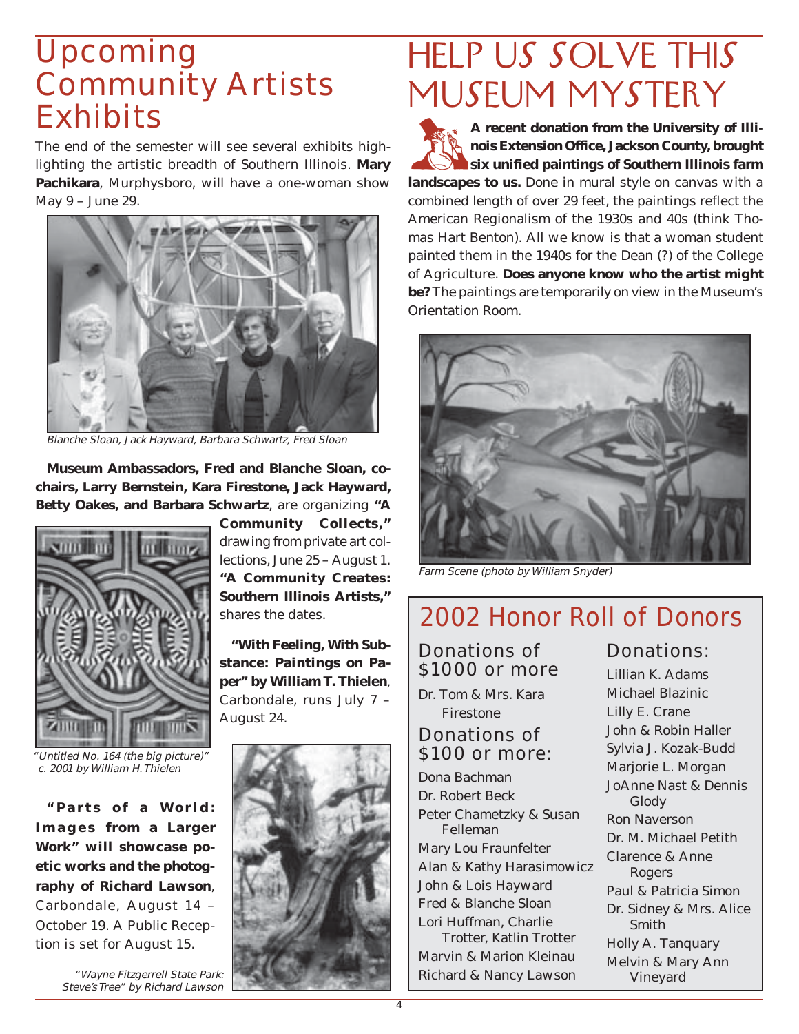# Upcoming Community Artists Exhibits

The end of the semester will see several exhibits highlighting the artistic breadth of Southern Illinois. **Mary Pachikara**, Murphysboro, will have a one-woman show May 9 – June 29.

*Blanche Sloan, Jack Hayward, Barbara Schwartz, Fred Sloan*

**Museum Ambassadors, Fred and Blanche Sloan, co-chairs, Larry Bernstein, Kara Firestone, Jack Hayward, Betty Oakes, and Barbara Schwartz**, are organizing **"A Community Collects,"** drawing from private art collections, June 25 – August 1. **"A Community Creates: Southern Illinois Artists,"** shares the dates.

**"With Feeling, With Substance: Paintings on Paper" by William T. Thielen**, Carbondale, runs July 7 – August 24.

*"Untitled No. 164 (the big picture)" c. 2001 by William H. Thielen*

**"Parts of a World: Images from a Larger Work" will showcase poetic works and the photography of Richard Lawson**, Carbondale, August 14 – October 19. A Public Reception is set for August 15.

*"Wayne Fitzgerrell State Park: Steve's Tree" by Richard Lawson*

# Help Us Solve This Museum Mystery

**A recent donation from the University of Illinois Extension Office, Jackson County, brought six unified paintings of Southern Illinois farm landscapes to us.** Done in mural style on canvas with a combined length of over 29 feet, the paintings reflect the American Regionalism of the 1930s and 40s (think Thomas Hart Benton). All we know is that a woman student painted them in the 1940s for the Dean (?) of the College of Agriculture. **Does anyone know who the artist might be?** The paintings are temporarily on view in the Museum's Orientation Room.

*Farm Scene (photo by William Snyder)*

## 2002 Honor Roll of Donors

### Donations of $1000 or more

Dr. Tom & Mrs. Kara Firestone

### Donations of $100 or more:

Dona Bachman
Dr. Robert Beck
Peter Chametzky & Susan Felleman
Mary Lou Fraunfelter
Alan & Kathy Harasimowicz
John & Lois Hayward
Fred & Blanche Sloan
Lori Huffman, Charlie Trotter, Katlin Trotter
Marvin & Marion Kleinau
Richard & Nancy Lawson

### Donations:

Lillian K. Adams
Michael Blazinic
Lilly E. Crane
John & Robin Haller
Sylvia J. Kozak-Budd
Marjorie L. Morgan
JoAnne Nast & Dennis Glody
Ron Naverson
Dr. M. Michael Petith
Clarence & Anne Rogers
Paul & Patricia Simon
Dr. Sidney & Mrs. Alice Smith
Holly A. Tanquary
Melvin & Mary Ann Vineyard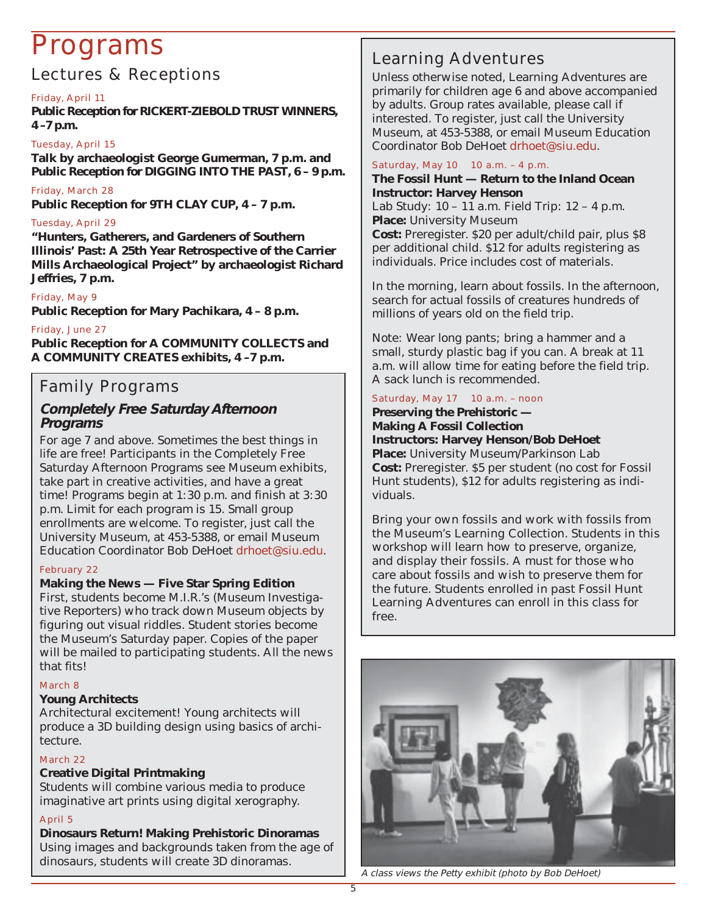# Programs

## Lectures & Receptions

Friday, April 11

**Public Reception for RICKERT-ZIEBOLD TRUST WINNERS, 4–7 p.m.**

Tuesday, April 15

**Talk by archaeologist George Gumerman, 7 p.m. and Public Reception for DIGGING INTO THE PAST, 6 – 9 p.m.**

Friday, March 28

**Public Reception for 9TH CLAY CUP, 4 – 7 p.m.**

Tuesday, April 29

**"Hunters, Gatherers, and Gardeners of Southern Illinois' Past: A 25th Year Retrospective of the Carrier Mills Archaeological Project" by archaeologist Richard Jeffries, 7 p.m.**

Friday, May 9

**Public Reception for Mary Pachikara, 4 – 8 p.m.**

Friday, June 27

**Public Reception for A COMMUNITY COLLECTS and A COMMUNITY CREATES exhibits, 4 –7 p.m.**

## Family Programs

### *Completely Free Saturday Afternoon Programs*

For age 7 and above. Sometimes the best things in life are free! Participants in the Completely Free Saturday Afternoon Programs see Museum exhibits, take part in creative activities, and have a great time! Programs begin at 1:30 p.m. and finish at 3:30 p.m. Limit for each program is 15. Small group enrollments are welcome. To register, just call the University Museum, at 453-5388, or email Museum Education Coordinator Bob DeHoet drhoet@siu.edu.

February 22

**Making the News — Five Star Spring Edition**

First, students become M.I.R.'s (Museum Investigative Reporters) who track down Museum objects by figuring out visual riddles. Student stories become the Museum's Saturday paper. Copies of the paper will be mailed to participating students. All the news that fits!

March 8

**Young Architects**

Architectural excitement! Young architects will produce a 3D building design using basics of architecture.

March 22

**Creative Digital Printmaking**

Students will combine various media to produce imaginative art prints using digital xerography.

April 5

**Dinosaurs Return! Making Prehistoric Dinoramas**

Using images and backgrounds taken from the age of dinosaurs, students will create 3D dinoramas.

## Learning Adventures

Unless otherwise noted, Learning Adventures are primarily for children age 6 and above accompanied by adults. Group rates available, please call if interested. To register, just call the University Museum, at 453-5388, or email Museum Education Coordinator Bob DeHoet drhoet@siu.edu.

Saturday, May 10   10 a.m. – 4 p.m.

**The Fossil Hunt — Return to the Inland Ocean**
**Instructor: Harvey Henson**

Lab Study: 10 – 11 a.m. Field Trip: 12 – 4 p.m.
**Place:** University Museum
**Cost:** Preregister. $20 per adult/child pair, plus $8 per additional child. $12 for adults registering as individuals. Price includes cost of materials.

In the morning, learn about fossils. In the afternoon, search for actual fossils of creatures hundreds of millions of years old on the field trip.

Note: Wear long pants; bring a hammer and a small, sturdy plastic bag if you can. A break at 11 a.m. will allow time for eating before the field trip. A sack lunch is recommended.

Saturday, May 17   10 a.m. – noon

**Preserving the Prehistoric —**
**Making A Fossil Collection**
**Instructors: Harvey Henson/Bob DeHoet**

**Place:** University Museum/Parkinson Lab
**Cost:** Preregister. $5 per student (no cost for Fossil Hunt students), $12 for adults registering as individuals.

Bring your own fossils and work with fossils from the Museum's Learning Collection. Students in this workshop will learn how to preserve, organize, and display their fossils. A must for those who care about fossils and wish to preserve them for the future. Students enrolled in past Fossil Hunt Learning Adventures can enroll in this class for free.

*A class views the Petty exhibit (photo by Bob DeHoet)*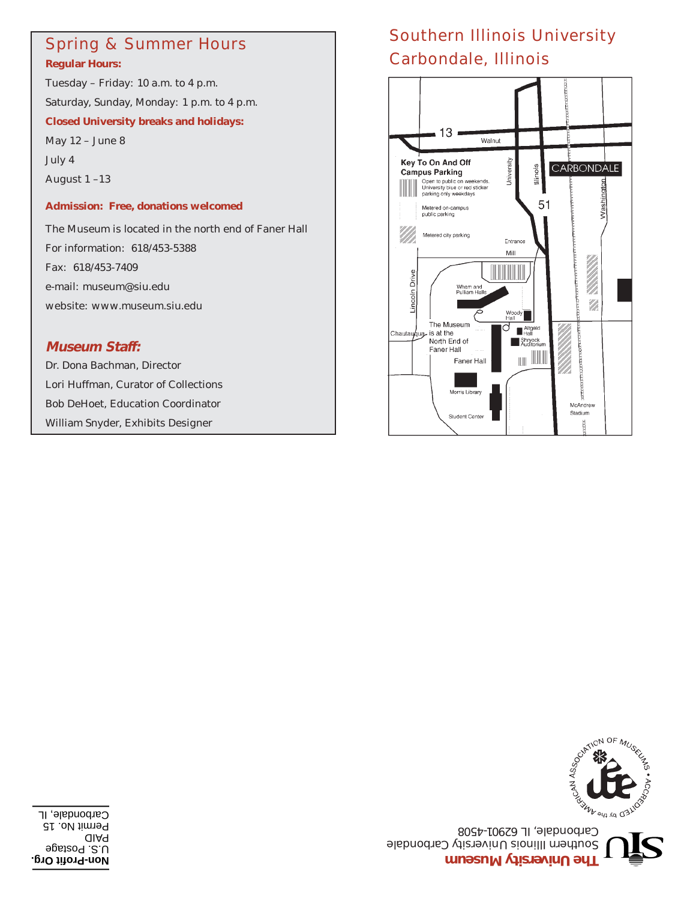## Spring & Summer Hours

**Regular Hours:**

Tuesday – Friday: 10 a.m. to 4 p.m.

Saturday, Sunday, Monday: 1 p.m. to 4 p.m.

**Closed University breaks and holidays:**

May 12 – June 8

July 4

August 1 –13

**Admission: Free, donations welcomed**

The Museum is located in the north end of Faner Hall

For information: 618/453-5388

Fax: 618/453-7409

e-mail: museum@siu.edu

website: www.museum.siu.edu

***Museum Staff:***

Dr. Dona Bachman, Director

Lori Huffman, Curator of Collections

Bob DeHoet, Education Coordinator

William Snyder, Exhibits Designer

## Southern Illinois University Carbondale, Illinois

13

Walnut

Key To On And Off Campus Parking

Open to public on weekends. University blue or red sticker parking only weekdays

Metered on-campus public parking

Metered city parking

University

Illinois

CARBONDALE

Washington

51

Entrance

Mill

Lincoln Drive

Wham and Pulliam Halls

Woody Hall

The Museum is at the North End of Faner Hall

Chautauqua

Altgeld Hall

Shryock Auditorium

Faner Hall

Morris Library

Student Center

McAndrew Stadium

AMERICAN ASSOCIATION OF MUSEUMS • ACCREDITED by the

**The University Museum**

Southern Illinois University Carbondale

Carbondale, IL 62901-4508

**Non-Profit Org.**

U.S. Postage

PAID

Permit No. 15

Carbondale, IL